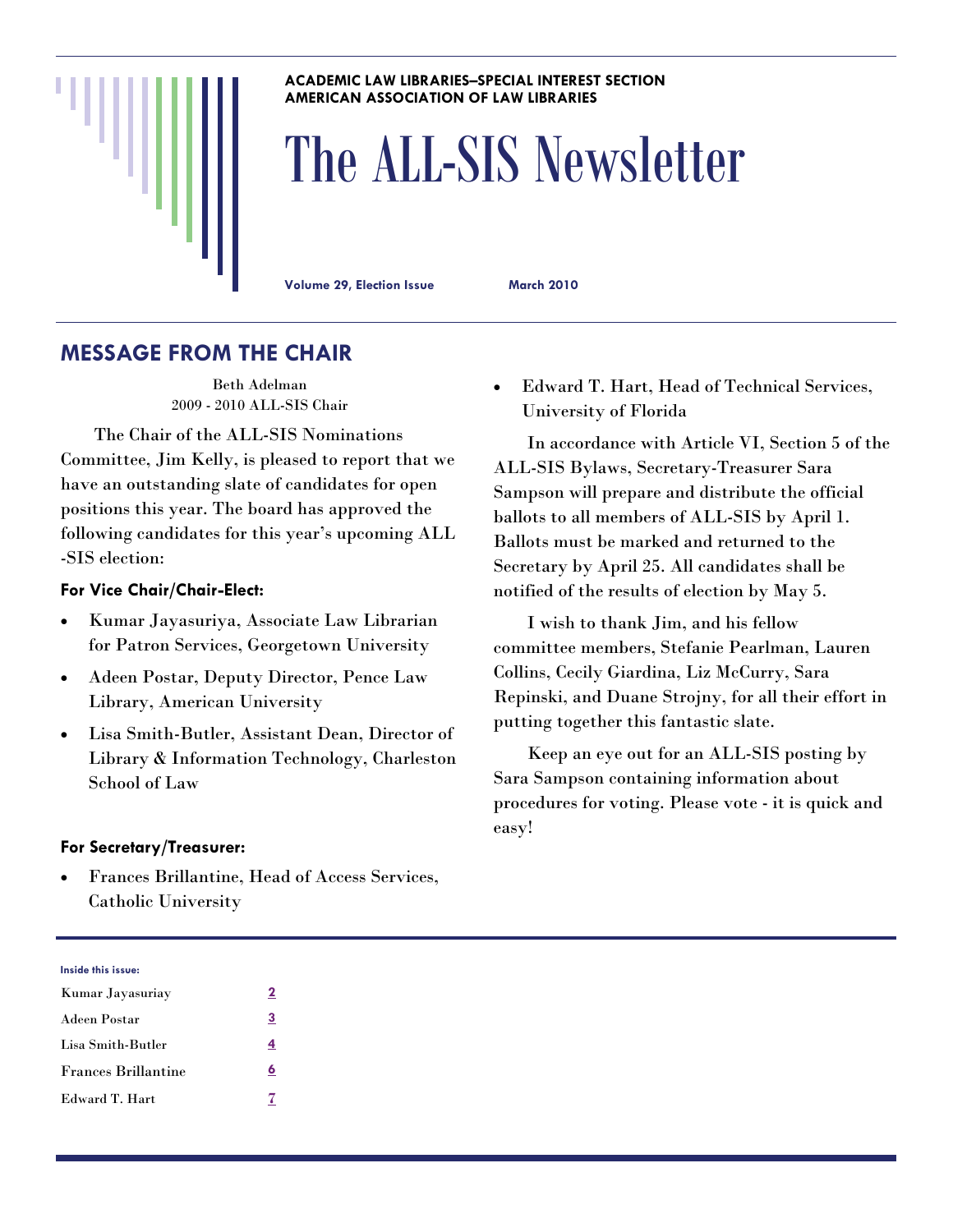ACADEMIC LAW LIBRARIES–SPECIAL INTEREST SECTION
AMERICAN ASSOCIATION OF LAW LIBRARIES

# The ALL-SIS Newsletter

**Volume 29, Election Issue** **March 2010**

## MESSAGE FROM THE CHAIR

Beth Adelman
2009 - 2010 ALL-SIS Chair

The Chair of the ALL-SIS Nominations Committee, Jim Kelly, is pleased to report that we have an outstanding slate of candidates for open positions this year. The board has approved the following candidates for this year's upcoming ALL-SIS election:

### For Vice Chair/Chair-Elect:

- Kumar Jayasuriya, Associate Law Librarian for Patron Services, Georgetown University
- Adeen Postar, Deputy Director, Pence Law Library, American University
- Lisa Smith-Butler, Assistant Dean, Director of Library & Information Technology, Charleston School of Law

### For Secretary/Treasurer:

- Frances Brillantine, Head of Access Services, Catholic University
- Edward T. Hart, Head of Technical Services, University of Florida

In accordance with Article VI, Section 5 of the ALL-SIS Bylaws, Secretary-Treasurer Sara Sampson will prepare and distribute the official ballots to all members of ALL-SIS by April 1. Ballots must be marked and returned to the Secretary by April 25. All candidates shall be notified of the results of election by May 5.

I wish to thank Jim, and his fellow committee members, Stefanie Pearlman, Lauren Collins, Cecily Giardina, Liz McCurry, Sara Repinski, and Duane Strojny, for all their effort in putting together this fantastic slate.

Keep an eye out for an ALL-SIS posting by Sara Sampson containing information about procedures for voting. Please vote - it is quick and easy!

**Inside this issue:**

| | |
|---|---|
| Kumar Jayasuriay | 2 |
| Adeen Postar | 3 |
| Lisa Smith-Butler | 4 |
| Frances Brillantine | 6 |
| Edward T. Hart | 7 |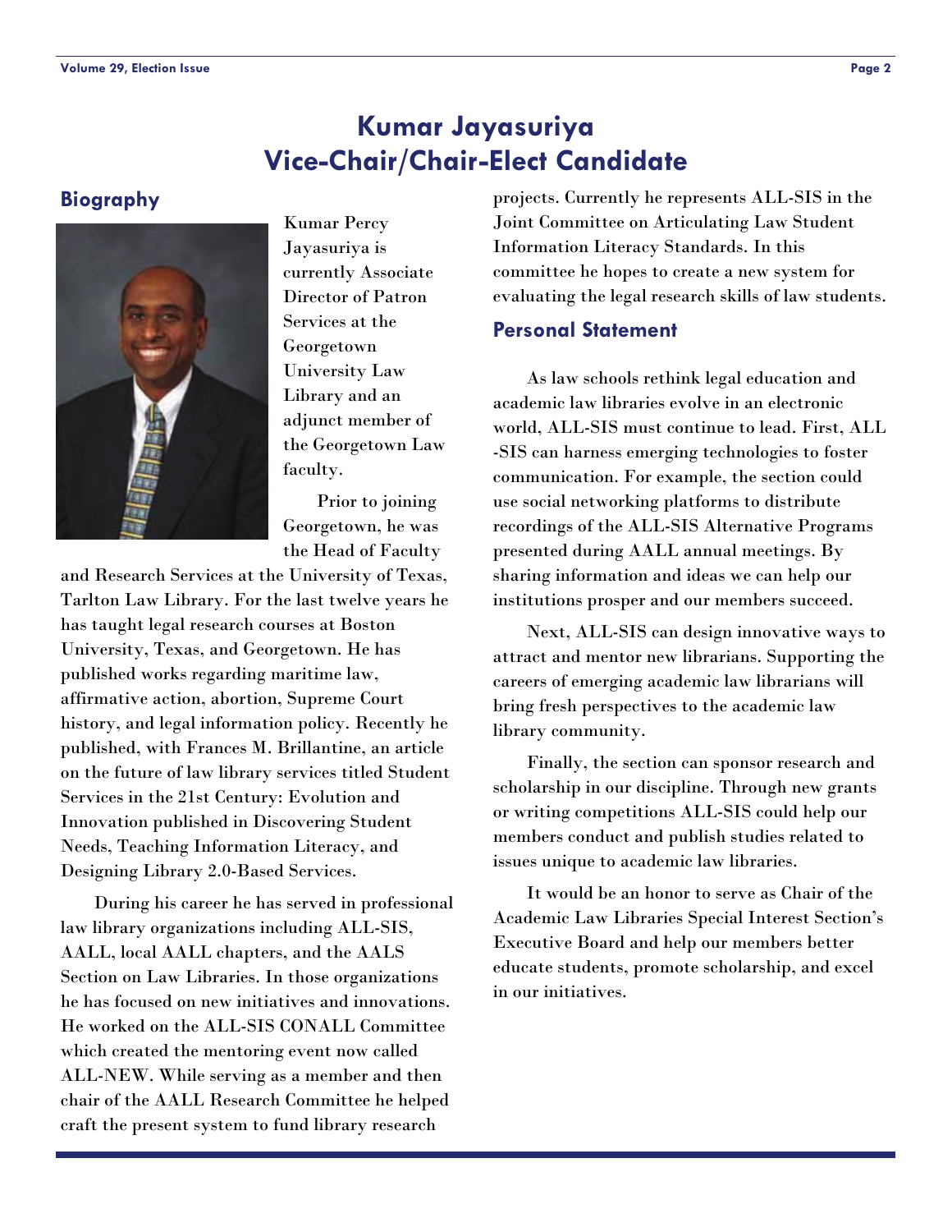# Kumar Jayasuriya
# Vice-Chair/Chair-Elect Candidate

## Biography

Kumar Percy Jayasuriya is currently Associate Director of Patron Services at the Georgetown University Law Library and an adjunct member of the Georgetown Law faculty.

Prior to joining Georgetown, he was the Head of Faculty and Research Services at the University of Texas, Tarlton Law Library. For the last twelve years he has taught legal research courses at Boston University, Texas, and Georgetown. He has published works regarding maritime law, affirmative action, abortion, Supreme Court history, and legal information policy. Recently he published, with Frances M. Brillantine, an article on the future of law library services titled Student Services in the 21st Century: Evolution and Innovation published in Discovering Student Needs, Teaching Information Literacy, and Designing Library 2.0-Based Services.

During his career he has served in professional law library organizations including ALL-SIS, AALL, local AALL chapters, and the AALS Section on Law Libraries. In those organizations he has focused on new initiatives and innovations. He worked on the ALL-SIS CONALL Committee which created the mentoring event now called ALL-NEW. While serving as a member and then chair of the AALL Research Committee he helped craft the present system to fund library research projects. Currently he represents ALL-SIS in the Joint Committee on Articulating Law Student Information Literacy Standards. In this committee he hopes to create a new system for evaluating the legal research skills of law students.

## Personal Statement

As law schools rethink legal education and academic law libraries evolve in an electronic world, ALL-SIS must continue to lead. First, ALL-SIS can harness emerging technologies to foster communication. For example, the section could use social networking platforms to distribute recordings of the ALL-SIS Alternative Programs presented during AALL annual meetings. By sharing information and ideas we can help our institutions prosper and our members succeed.

Next, ALL-SIS can design innovative ways to attract and mentor new librarians. Supporting the careers of emerging academic law librarians will bring fresh perspectives to the academic law library community.

Finally, the section can sponsor research and scholarship in our discipline. Through new grants or writing competitions ALL-SIS could help our members conduct and publish studies related to issues unique to academic law libraries.

It would be an honor to serve as Chair of the Academic Law Libraries Special Interest Section's Executive Board and help our members better educate students, promote scholarship, and excel in our initiatives.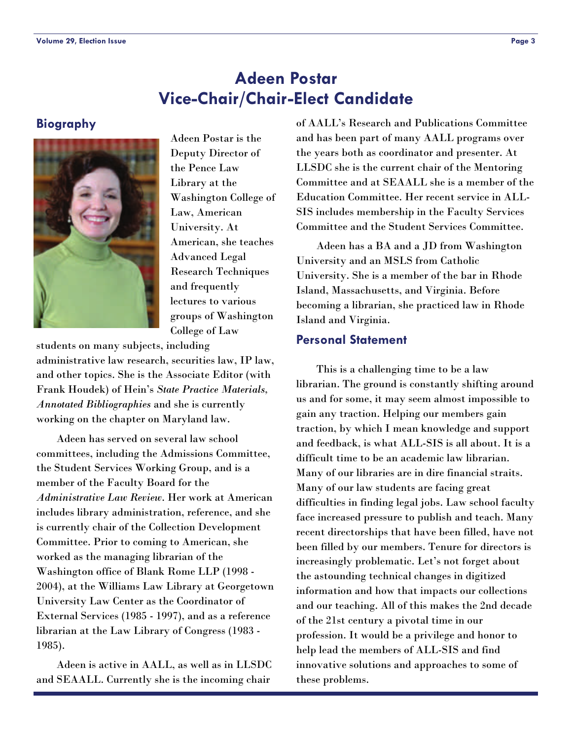# Adeen Postar
# Vice-Chair/Chair-Elect Candidate

## Biography

Adeen Postar is the Deputy Director of the Pence Law Library at the Washington College of Law, American University. At American, she teaches Advanced Legal Research Techniques and frequently lectures to various groups of Washington College of Law students on many subjects, including administrative law research, securities law, IP law, and other topics. She is the Associate Editor (with Frank Houdek) of Hein's *State Practice Materials, Annotated Bibliographies* and she is currently working on the chapter on Maryland law.

Adeen has served on several law school committees, including the Admissions Committee, the Student Services Working Group, and is a member of the Faculty Board for the *Administrative Law Review*. Her work at American includes library administration, reference, and she is currently chair of the Collection Development Committee. Prior to coming to American, she worked as the managing librarian of the Washington office of Blank Rome LLP (1998 - 2004), at the Williams Law Library at Georgetown University Law Center as the Coordinator of External Services (1985 - 1997), and as a reference librarian at the Law Library of Congress (1983 - 1985).

Adeen is active in AALL, as well as in LLSDC and SEAALL. Currently she is the incoming chair of AALL's Research and Publications Committee and has been part of many AALL programs over the years both as coordinator and presenter. At LLSDC she is the current chair of the Mentoring Committee and at SEAALL she is a member of the Education Committee. Her recent service in ALL-SIS includes membership in the Faculty Services Committee and the Student Services Committee.

Adeen has a BA and a JD from Washington University and an MSLS from Catholic University. She is a member of the bar in Rhode Island, Massachusetts, and Virginia. Before becoming a librarian, she practiced law in Rhode Island and Virginia.

## Personal Statement

This is a challenging time to be a law librarian. The ground is constantly shifting around us and for some, it may seem almost impossible to gain any traction. Helping our members gain traction, by which I mean knowledge and support and feedback, is what ALL-SIS is all about. It is a difficult time to be an academic law librarian. Many of our libraries are in dire financial straits. Many of our law students are facing great difficulties in finding legal jobs. Law school faculty face increased pressure to publish and teach. Many recent directorships that have been filled, have not been filled by our members. Tenure for directors is increasingly problematic. Let's not forget about the astounding technical changes in digitized information and how that impacts our collections and our teaching. All of this makes the 2nd decade of the 21st century a pivotal time in our profession. It would be a privilege and honor to help lead the members of ALL-SIS and find innovative solutions and approaches to some of these problems.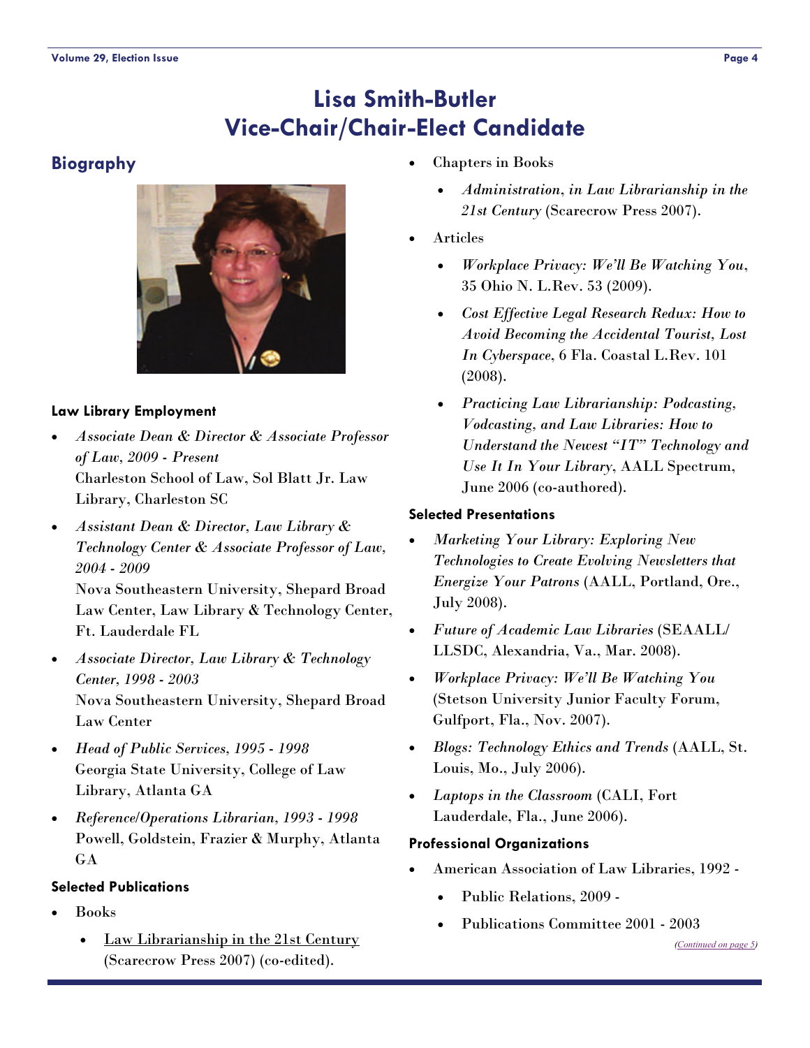# Lisa Smith-Butler
# Vice-Chair/Chair-Elect Candidate

## Biography

### Law Library Employment

- *Associate Dean & Director & Associate Professor of Law, 2009 - Present*
  Charleston School of Law, Sol Blatt Jr. Law Library, Charleston SC
- *Assistant Dean & Director, Law Library & Technology Center & Associate Professor of Law, 2004 - 2009*
  Nova Southeastern University, Shepard Broad Law Center, Law Library & Technology Center, Ft. Lauderdale FL
- *Associate Director, Law Library & Technology Center, 1998 - 2003*
  Nova Southeastern University, Shepard Broad Law Center
- *Head of Public Services, 1995 - 1998*
  Georgia State University, College of Law Library, Atlanta GA
- *Reference/Operations Librarian, 1993 - 1998*
  Powell, Goldstein, Frazier & Murphy, Atlanta GA

### Selected Publications

- Books
  - Law Librarianship in the 21st Century (Scarecrow Press 2007) (co-edited).
- Chapters in Books
  - *Administration*, in *Law Librarianship in the 21st Century* (Scarecrow Press 2007).
- Articles
  - *Workplace Privacy: We'll Be Watching You*, 35 Ohio N. L.Rev. 53 (2009).
  - *Cost Effective Legal Research Redux: How to Avoid Becoming the Accidental Tourist, Lost In Cyberspace*, 6 Fla. Coastal L.Rev. 101 (2008).
  - *Practicing Law Librarianship: Podcasting, Vodcasting, and Law Libraries: How to Understand the Newest "IT" Technology and Use It In Your Library*, AALL Spectrum, June 2006 (co-authored).

### Selected Presentations

- *Marketing Your Library: Exploring New Technologies to Create Evolving Newsletters that Energize Your Patrons* (AALL, Portland, Ore., July 2008).
- *Future of Academic Law Libraries* (SEAALL/ LLSDC, Alexandria, Va., Mar. 2008).
- *Workplace Privacy: We'll Be Watching You* (Stetson University Junior Faculty Forum, Gulfport, Fla., Nov. 2007).
- *Blogs: Technology Ethics and Trends* (AALL, St. Louis, Mo., July 2006).
- *Laptops in the Classroom* (CALI, Fort Lauderdale, Fla., June 2006).

### Professional Organizations

- American Association of Law Libraries, 1992 -
  - Public Relations, 2009 -
  - Publications Committee 2001 - 2003

*(Continued on page 5)*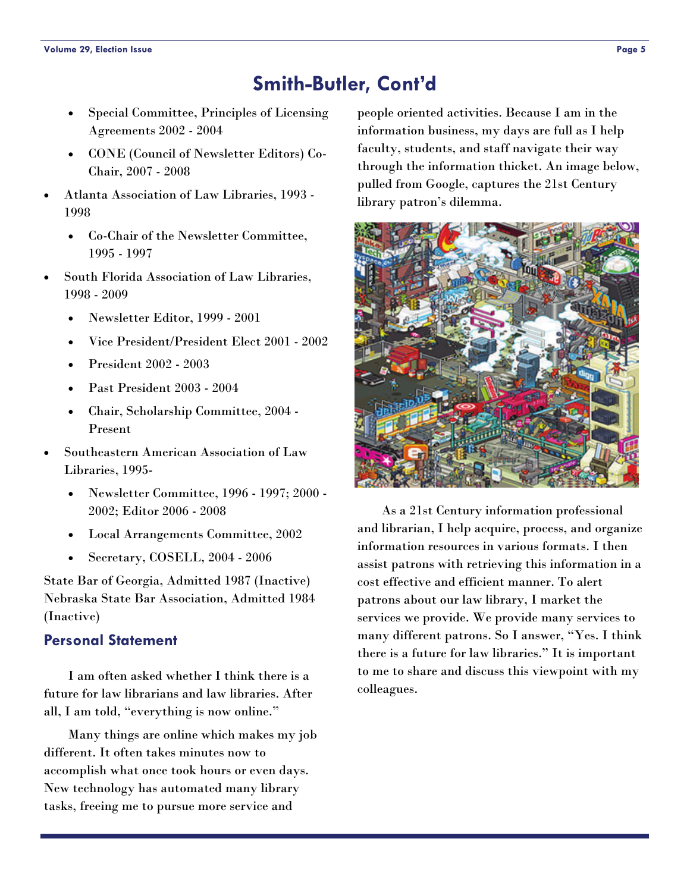# Smith-Butler, Cont'd

- Special Committee, Principles of Licensing Agreements 2002 - 2004
- CONE (Council of Newsletter Editors) Co-Chair, 2007 - 2008

- Atlanta Association of Law Libraries, 1993 - 1998
  - Co-Chair of the Newsletter Committee, 1995 - 1997
- South Florida Association of Law Libraries, 1998 - 2009
  - Newsletter Editor, 1999 - 2001
  - Vice President/President Elect 2001 - 2002
  - President 2002 - 2003
  - Past President 2003 - 2004
  - Chair, Scholarship Committee, 2004 - Present
- Southeastern American Association of Law Libraries, 1995-
  - Newsletter Committee, 1996 - 1997; 2000 - 2002; Editor 2006 - 2008
  - Local Arrangements Committee, 2002
  - Secretary, COSELL, 2004 - 2006

State Bar of Georgia, Admitted 1987 (Inactive)
Nebraska State Bar Association, Admitted 1984 (Inactive)

## Personal Statement

I am often asked whether I think there is a future for law librarians and law libraries. After all, I am told, "everything is now online."

Many things are online which makes my job different. It often takes minutes now to accomplish what once took hours or even days. New technology has automated many library tasks, freeing me to pursue more service and people oriented activities. Because I am in the information business, my days are full as I help faculty, students, and staff navigate their way through the information thicket. An image below, pulled from Google, captures the 21st Century library patron's dilemma.

As a 21st Century information professional and librarian, I help acquire, process, and organize information resources in various formats. I then assist patrons with retrieving this information in a cost effective and efficient manner. To alert patrons about our law library, I market the services we provide. We provide many services to many different patrons. So I answer, "Yes. I think there is a future for law libraries." It is important to me to share and discuss this viewpoint with my colleagues.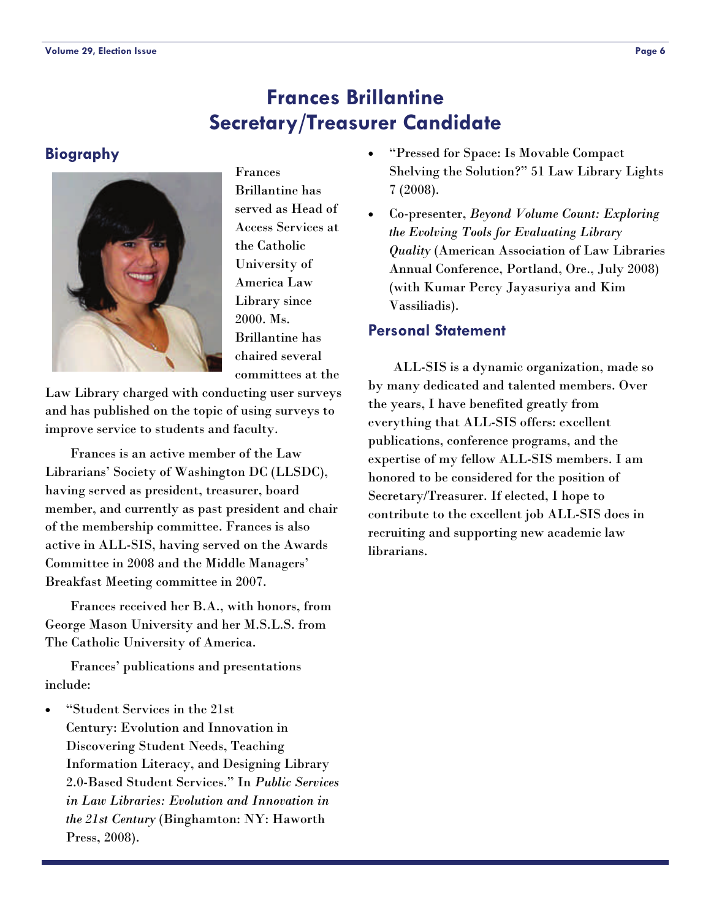# Frances Brillantine
# Secretary/Treasurer Candidate

## Biography

Frances Brillantine has served as Head of Access Services at the Catholic University of America Law Library since 2000. Ms. Brillantine has chaired several committees at the Law Library charged with conducting user surveys and has published on the topic of using surveys to improve service to students and faculty.

Frances is an active member of the Law Librarians' Society of Washington DC (LLSDC), having served as president, treasurer, board member, and currently as past president and chair of the membership committee. Frances is also active in ALL-SIS, having served on the Awards Committee in 2008 and the Middle Managers' Breakfast Meeting committee in 2007.

Frances received her B.A., with honors, from George Mason University and her M.S.L.S. from The Catholic University of America.

Frances' publications and presentations include:

- "Student Services in the 21st Century: Evolution and Innovation in Discovering Student Needs, Teaching Information Literacy, and Designing Library 2.0-Based Student Services." In *Public Services in Law Libraries: Evolution and Innovation in the 21st Century* (Binghamton: NY: Haworth Press, 2008).
- "Pressed for Space: Is Movable Compact Shelving the Solution?" 51 Law Library Lights 7 (2008).
- Co-presenter, *Beyond Volume Count: Exploring the Evolving Tools for Evaluating Library Quality* (American Association of Law Libraries Annual Conference, Portland, Ore., July 2008) (with Kumar Percy Jayasuriya and Kim Vassiliadis).

## Personal Statement

ALL-SIS is a dynamic organization, made so by many dedicated and talented members. Over the years, I have benefited greatly from everything that ALL-SIS offers: excellent publications, conference programs, and the expertise of my fellow ALL-SIS members. I am honored to be considered for the position of Secretary/Treasurer. If elected, I hope to contribute to the excellent job ALL-SIS does in recruiting and supporting new academic law librarians.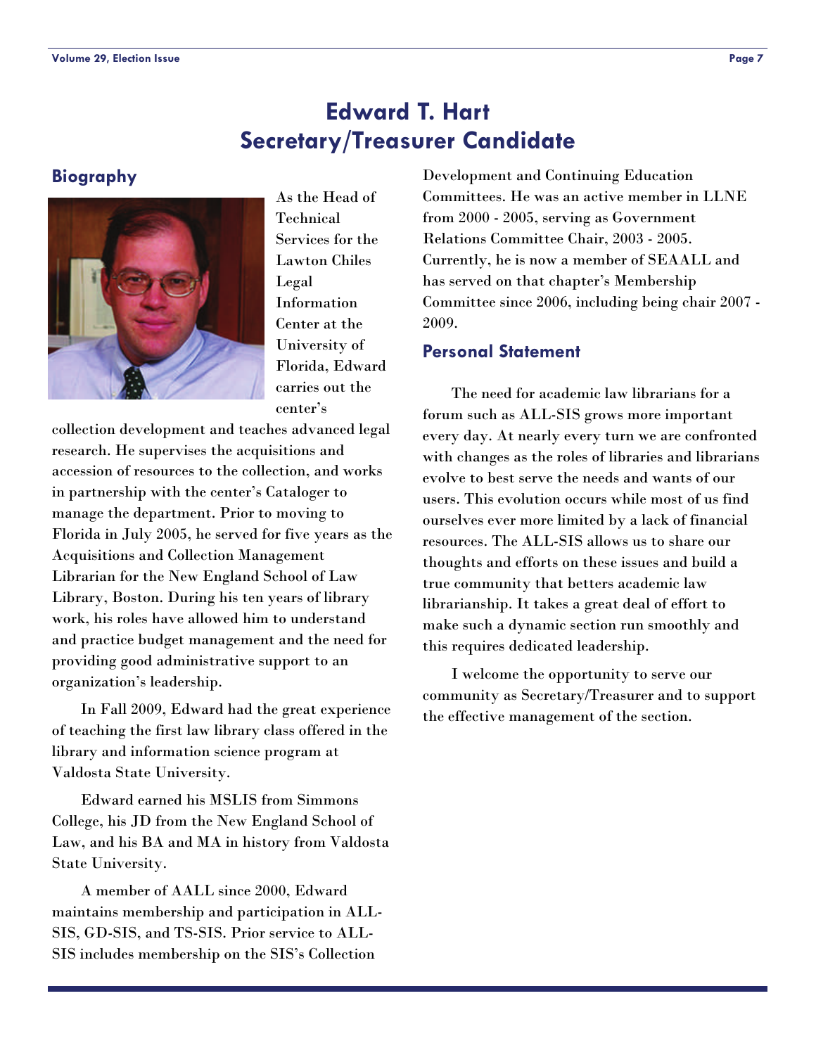# Edward T. Hart
# Secretary/Treasurer Candidate

## Biography

As the Head of Technical Services for the Lawton Chiles Legal Information Center at the University of Florida, Edward carries out the center's collection development and teaches advanced legal research. He supervises the acquisitions and accession of resources to the collection, and works in partnership with the center's Cataloger to manage the department. Prior to moving to Florida in July 2005, he served for five years as the Acquisitions and Collection Management Librarian for the New England School of Law Library, Boston. During his ten years of library work, his roles have allowed him to understand and practice budget management and the need for providing good administrative support to an organization's leadership.

In Fall 2009, Edward had the great experience of teaching the first law library class offered in the library and information science program at Valdosta State University.

Edward earned his MSLIS from Simmons College, his JD from the New England School of Law, and his BA and MA in history from Valdosta State University.

A member of AALL since 2000, Edward maintains membership and participation in ALL-SIS, GD-SIS, and TS-SIS. Prior service to ALL-SIS includes membership on the SIS's Collection Development and Continuing Education Committees. He was an active member in LLNE from 2000 - 2005, serving as Government Relations Committee Chair, 2003 - 2005. Currently, he is now a member of SEAALL and has served on that chapter's Membership Committee since 2006, including being chair 2007 - 2009.

## Personal Statement

The need for academic law librarians for a forum such as ALL-SIS grows more important every day. At nearly every turn we are confronted with changes as the roles of libraries and librarians evolve to best serve the needs and wants of our users. This evolution occurs while most of us find ourselves ever more limited by a lack of financial resources. The ALL-SIS allows us to share our thoughts and efforts on these issues and build a true community that betters academic law librarianship. It takes a great deal of effort to make such a dynamic section run smoothly and this requires dedicated leadership.

I welcome the opportunity to serve our community as Secretary/Treasurer and to support the effective management of the section.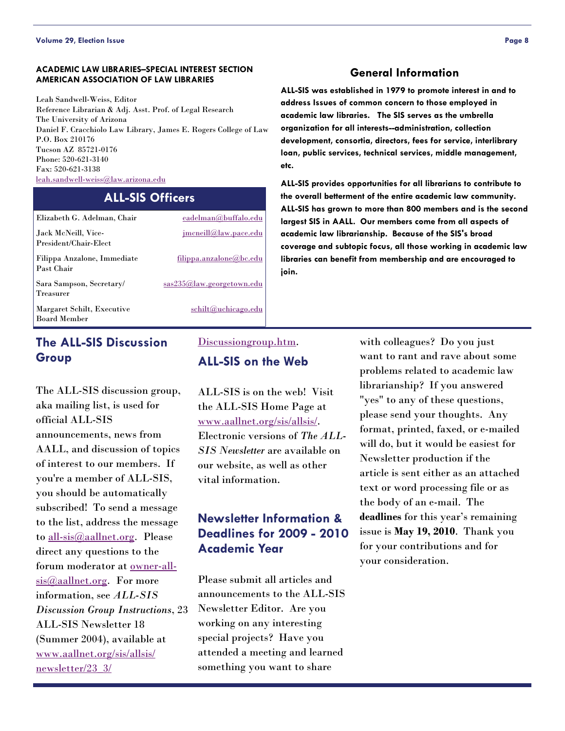**ACADEMIC LAW LIBRARIES–SPECIAL INTEREST SECTION**
**AMERICAN ASSOCIATION OF LAW LIBRARIES**

Leah Sandwell-Weiss, Editor
Reference Librarian & Adj. Asst. Prof. of Legal Research
The University of Arizona
Daniel F. Cracchiolo Law Library, James E. Rogers College of Law
P.O. Box 210176
Tucson AZ 85721-0176
Phone: 520-621-3140
Fax: 520-621-3138
leah.sandwell-weiss@law.arizona.edu

## ALL-SIS Officers

| | |
|---|---|
| Elizabeth G. Adelman, Chair | eadelman@buffalo.edu |
| Jack McNeill, Vice-President/Chair-Elect | jmcneill@law.pace.edu |
| Filippa Anzalone, Immediate Past Chair | filippa.anzalone@bc.edu |
| Sara Sampson, Secretary/Treasurer | sas235@law.georgetown.edu |
| Margaret Schilt, Executive Board Member | schilt@uchicago.edu |

## General Information

**ALL-SIS was established in 1979 to promote interest in and to address Issues of common concern to those employed in academic law libraries. The SIS serves as the umbrella organization for all interests--administration, collection development, consortia, directors, fees for service, interlibrary loan, public services, technical services, middle management, etc.**

**ALL-SIS provides opportunities for all librarians to contribute to the overall betterment of the entire academic law community. ALL-SIS has grown to more than 800 members and is the second largest SIS in AALL. Our members come from all aspects of academic law librarianship. Because of the SIS's broad coverage and subtopic focus, all those working in academic law libraries can benefit from membership and are encouraged to join.**

## The ALL-SIS Discussion Group

The ALL-SIS discussion group, aka mailing list, is used for official ALL-SIS announcements, news from AALL, and discussion of topics of interest to our members. If you're a member of ALL-SIS, you should be automatically subscribed! To send a message to the list, address the message to all-sis@aallnet.org. Please direct any questions to the forum moderator at owner-all-sis@aallnet.org. For more information, see *ALL-SIS Discussion Group Instructions*, 23 ALL-SIS Newsletter 18 (Summer 2004), available at www.aallnet.org/sis/allsis/newsletter/23_3/Discussiongroup.htm.

## ALL-SIS on the Web

ALL-SIS is on the web! Visit the ALL-SIS Home Page at www.aallnet.org/sis/allsis/. Electronic versions of *The ALL-SIS Newsletter* are available on our website, as well as other vital information.

## Newsletter Information & Deadlines for 2009 - 2010 Academic Year

Please submit all articles and announcements to the ALL-SIS Newsletter Editor. Are you working on any interesting special projects? Have you attended a meeting and learned something you want to share with colleagues? Do you just want to rant and rave about some problems related to academic law librarianship? If you answered "yes" to any of these questions, please send your thoughts. Any format, printed, faxed, or e-mailed will do, but it would be easiest for Newsletter production if the article is sent either as an attached text or word processing file or as the body of an e-mail. The **deadlines** for this year's remaining issue is **May 19, 2010**. Thank you for your contributions and for your consideration.